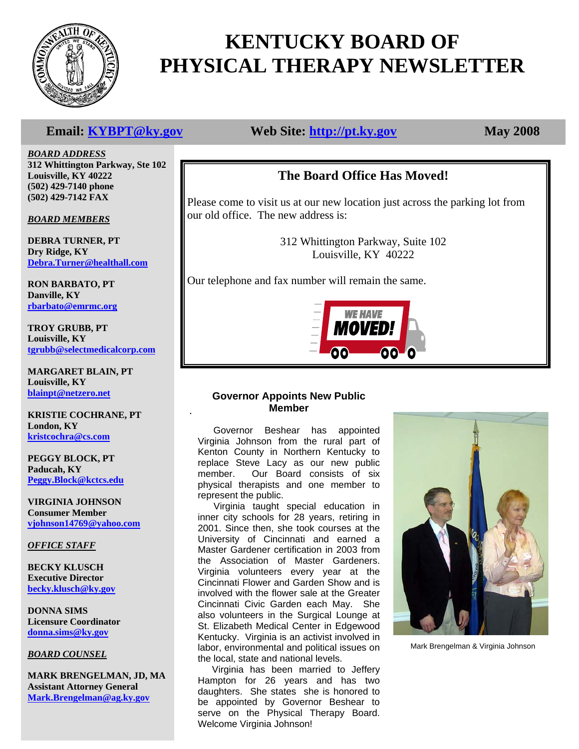# KENTUCKY BOARD OF PHYSICAL THERAPY NEWSLETTER

**Email: KYBPT@ky.gov** **Web Site: http://pt.ky.gov** **May 2008**

***BOARD ADDRESS***
**312 Whittington Parkway, Ste 102**
**Louisville, KY 40222**
**(502) 429-7140 phone**
**(502) 429-7142 FAX**

***BOARD MEMBERS***

**DEBRA TURNER, PT**
**Dry Ridge, KY**
**Debra.Turner@healthall.com**

**RON BARBATO, PT**
**Danville, KY**
**rbarbato@emrmc.org**

**TROY GRUBB, PT**
**Louisville, KY**
**tgrubb@selectmedicalcorp.com**

**MARGARET BLAIN, PT**
**Louisville, KY**
**blainpt@netzero.net**

**KRISTIE COCHRANE, PT**
**London, KY**
**kristcochra@cs.com**

**PEGGY BLOCK, PT**
**Paducah, KY**
**Peggy.Block@kctcs.edu**

**VIRGINIA JOHNSON**
**Consumer Member**
**vjohnson14769@yahoo.com**

***OFFICE STAFF***

**BECKY KLUSCH**
**Executive Director**
**becky.klusch@ky.gov**

**DONNA SIMS**
**Licensure Coordinator**
**donna.sims@ky.gov**

***BOARD COUNSEL***

**MARK BRENGELMAN, JD, MA**
**Assistant Attorney General**
**Mark.Brengelman@ag.ky.gov**

## The Board Office Has Moved!

Please come to visit us at our new location just across the parking lot from our old office. The new address is:

312 Whittington Parkway, Suite 102
Louisville, KY 40222

Our telephone and fax number will remain the same.

WE HAVE MOVED!

## Governor Appoints New Public Member

Governor Beshear has appointed Virginia Johnson from the rural part of Kenton County in Northern Kentucky to replace Steve Lacy as our new public member. Our Board consists of six physical therapists and one member to represent the public.

Virginia taught special education in inner city schools for 28 years, retiring in 2001. Since then, she took courses at the University of Cincinnati and earned a Master Gardener certification in 2003 from the Association of Master Gardeners. Virginia volunteers every year at the Cincinnati Flower and Garden Show and is involved with the flower sale at the Greater Cincinnati Civic Garden each May. She also volunteers in the Surgical Lounge at St. Elizabeth Medical Center in Edgewood Kentucky. Virginia is an activist involved in labor, environmental and political issues on the local, state and national levels.

Virginia has been married to Jeffery Hampton for 26 years and has two daughters. She states she is honored to be appointed by Governor Beshear to serve on the Physical Therapy Board. Welcome Virginia Johnson!

Mark Brengelman & Virginia Johnson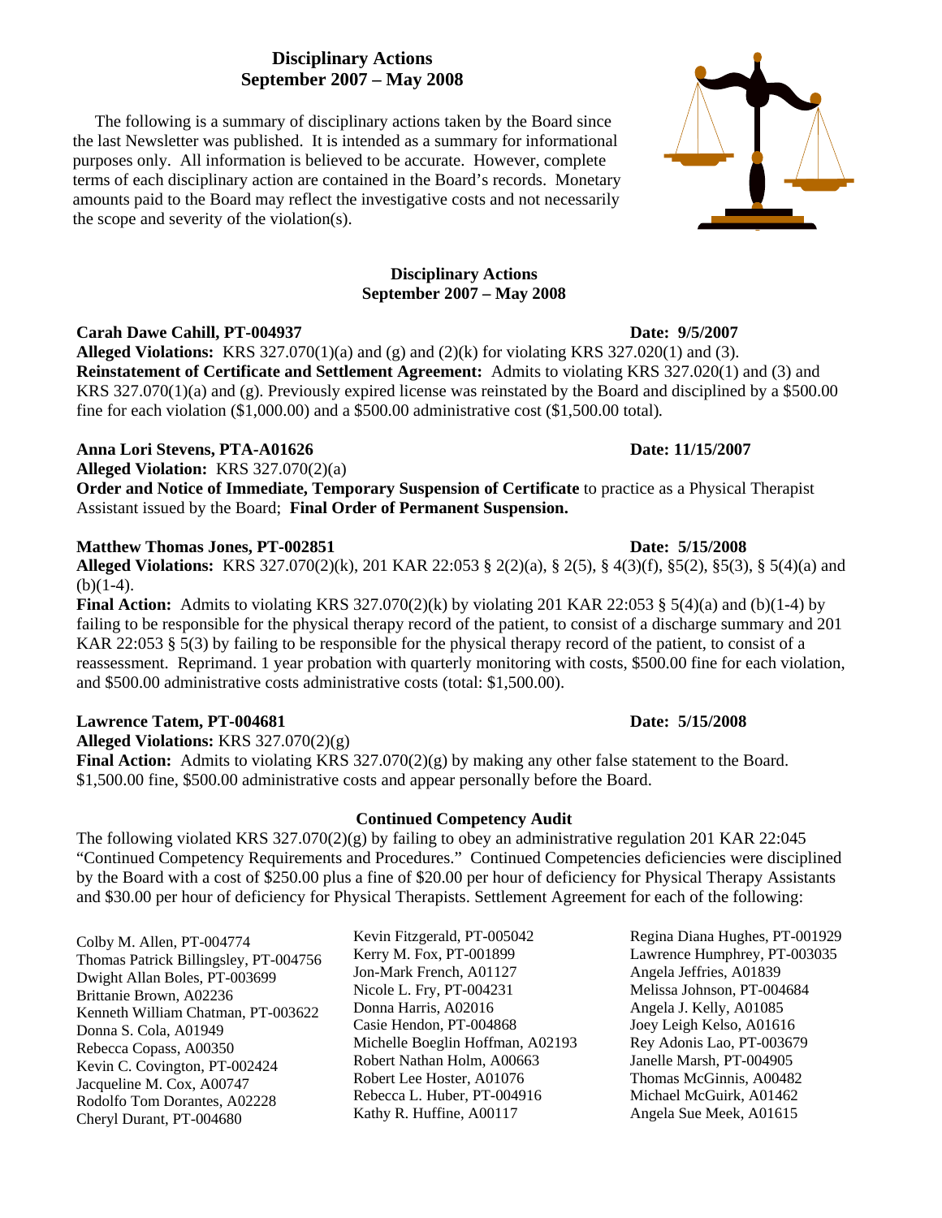## Disciplinary Actions
## September 2007 – May 2008

The following is a summary of disciplinary actions taken by the Board since the last Newsletter was published. It is intended as a summary for informational purposes only. All information is believed to be accurate. However, complete terms of each disciplinary action are contained in the Board's records. Monetary amounts paid to the Board may reflect the investigative costs and not necessarily the scope and severity of the violation(s).

### Disciplinary Actions
### September 2007 – May 2008

**Carah Dawe Cahill, PT-004937** **Date: 9/5/2007**
**Alleged Violations:** KRS 327.070(1)(a) and (g) and (2)(k) for violating KRS 327.020(1) and (3).
**Reinstatement of Certificate and Settlement Agreement:** Admits to violating KRS 327.020(1) and (3) and KRS 327.070(1)(a) and (g). Previously expired license was reinstated by the Board and disciplined by a $500.00 fine for each violation ($1,000.00) and a $500.00 administrative cost ($1,500.00 total).

**Anna Lori Stevens, PTA-A01626** **Date: 11/15/2007**
**Alleged Violation:** KRS 327.070(2)(a)
**Order and Notice of Immediate, Temporary Suspension of Certificate** to practice as a Physical Therapist Assistant issued by the Board; **Final Order of Permanent Suspension.**

**Matthew Thomas Jones, PT-002851** **Date: 5/15/2008**
**Alleged Violations:** KRS 327.070(2)(k), 201 KAR 22:053 § 2(2)(a), § 2(5), § 4(3)(f), §5(2), §5(3), § 5(4)(a) and (b)(1-4).
**Final Action:** Admits to violating KRS 327.070(2)(k) by violating 201 KAR 22:053 § 5(4)(a) and (b)(1-4) by failing to be responsible for the physical therapy record of the patient, to consist of a discharge summary and 201 KAR 22:053 § 5(3) by failing to be responsible for the physical therapy record of the patient, to consist of a reassessment. Reprimand. 1 year probation with quarterly monitoring with costs, $500.00 fine for each violation, and $500.00 administrative costs administrative costs (total: $1,500.00).

**Lawrence Tatem, PT-004681** **Date: 5/15/2008**
**Alleged Violations:** KRS 327.070(2)(g)
**Final Action:** Admits to violating KRS 327.070(2)(g) by making any other false statement to the Board. $1,500.00 fine, $500.00 administrative costs and appear personally before the Board.

### Continued Competency Audit

The following violated KRS 327.070(2)(g) by failing to obey an administrative regulation 201 KAR 22:045 "Continued Competency Requirements and Procedures." Continued Competencies deficiencies were disciplined by the Board with a cost of $250.00 plus a fine of $20.00 per hour of deficiency for Physical Therapy Assistants and $30.00 per hour of deficiency for Physical Therapists. Settlement Agreement for each of the following:

Colby M. Allen, PT-004774
Thomas Patrick Billingsley, PT-004756
Dwight Allan Boles, PT-003699
Brittanie Brown, A02236
Kenneth William Chatman, PT-003622
Donna S. Cola, A01949
Rebecca Copass, A00350
Kevin C. Covington, PT-002424
Jacqueline M. Cox, A00747
Rodolfo Tom Dorantes, A02228
Cheryl Durant, PT-004680
Kevin Fitzgerald, PT-005042
Kerry M. Fox, PT-001899
Jon-Mark French, A01127
Nicole L. Fry, PT-004231
Donna Harris, A02016
Casie Hendon, PT-004868
Michelle Boeglin Hoffman, A02193
Robert Nathan Holm, A00663
Robert Lee Hoster, A01076
Rebecca L. Huber, PT-004916
Kathy R. Huffine, A00117
Regina Diana Hughes, PT-001929
Lawrence Humphrey, PT-003035
Angela Jeffries, A01839
Melissa Johnson, PT-004684
Angela J. Kelly, A01085
Joey Leigh Kelso, A01616
Rey Adonis Lao, PT-003679
Janelle Marsh, PT-004905
Thomas McGinnis, A00482
Michael McGuirk, A01462
Angela Sue Meek, A01615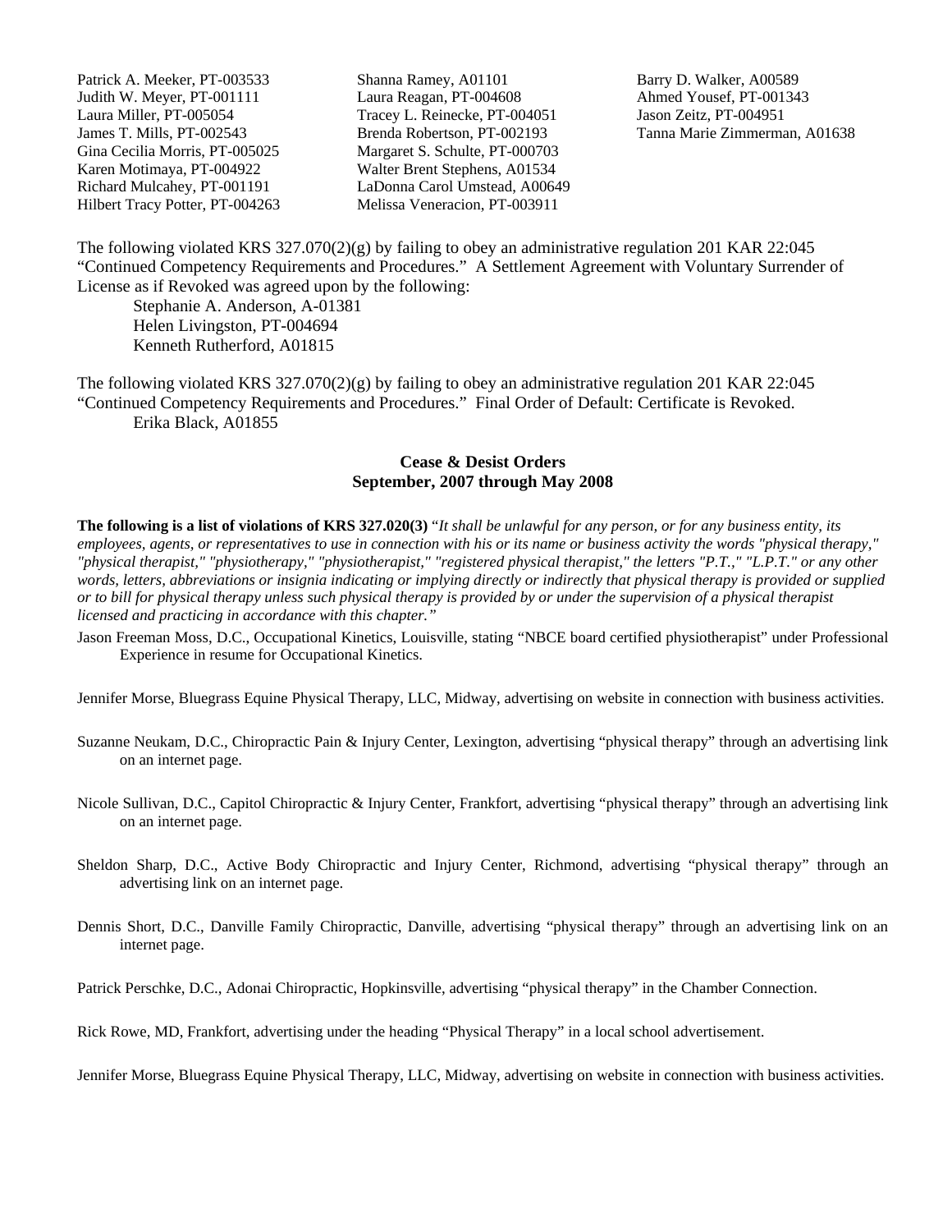Patrick A. Meeker, PT-003533
Judith W. Meyer, PT-001111
Laura Miller, PT-005054
James T. Mills, PT-002543
Gina Cecilia Morris, PT-005025
Karen Motimaya, PT-004922
Richard Mulcahey, PT-001191
Hilbert Tracy Potter, PT-004263
Shanna Ramey, A01101
Laura Reagan, PT-004608
Tracey L. Reinecke, PT-004051
Brenda Robertson, PT-002193
Margaret S. Schulte, PT-000703
Walter Brent Stephens, A01534
LaDonna Carol Umstead, A00649
Melissa Veneracion, PT-003911
Barry D. Walker, A00589
Ahmed Yousef, PT-001343
Jason Zeitz, PT-004951
Tanna Marie Zimmerman, A01638

The following violated KRS 327.070(2)(g) by failing to obey an administrative regulation 201 KAR 22:045 "Continued Competency Requirements and Procedures." A Settlement Agreement with Voluntary Surrender of License as if Revoked was agreed upon by the following:

Stephanie A. Anderson, A-01381
Helen Livingston, PT-004694
Kenneth Rutherford, A01815

The following violated KRS 327.070(2)(g) by failing to obey an administrative regulation 201 KAR 22:045 "Continued Competency Requirements and Procedures." Final Order of Default: Certificate is Revoked.

Erika Black, A01855

## Cease & Desist Orders
## September, 2007 through May 2008

**The following is a list of violations of KRS 327.020(3)** "*It shall be unlawful for any person, or for any business entity, its employees, agents, or representatives to use in connection with his or its name or business activity the words "physical therapy," "physical therapist," "physiotherapy," "physiotherapist," "registered physical therapist," the letters "P.T.," "L.P.T." or any other words, letters, abbreviations or insignia indicating or implying directly or indirectly that physical therapy is provided or supplied or to bill for physical therapy unless such physical therapy is provided by or under the supervision of a physical therapist licensed and practicing in accordance with this chapter.*"

Jason Freeman Moss, D.C., Occupational Kinetics, Louisville, stating "NBCE board certified physiotherapist" under Professional Experience in resume for Occupational Kinetics.

Jennifer Morse, Bluegrass Equine Physical Therapy, LLC, Midway, advertising on website in connection with business activities.

Suzanne Neukam, D.C., Chiropractic Pain & Injury Center, Lexington, advertising "physical therapy" through an advertising link on an internet page.

Nicole Sullivan, D.C., Capitol Chiropractic & Injury Center, Frankfort, advertising "physical therapy" through an advertising link on an internet page.

Sheldon Sharp, D.C., Active Body Chiropractic and Injury Center, Richmond, advertising "physical therapy" through an advertising link on an internet page.

Dennis Short, D.C., Danville Family Chiropractic, Danville, advertising "physical therapy" through an advertising link on an internet page.

Patrick Perschke, D.C., Adonai Chiropractic, Hopkinsville, advertising "physical therapy" in the Chamber Connection.

Rick Rowe, MD, Frankfort, advertising under the heading "Physical Therapy" in a local school advertisement.

Jennifer Morse, Bluegrass Equine Physical Therapy, LLC, Midway, advertising on website in connection with business activities.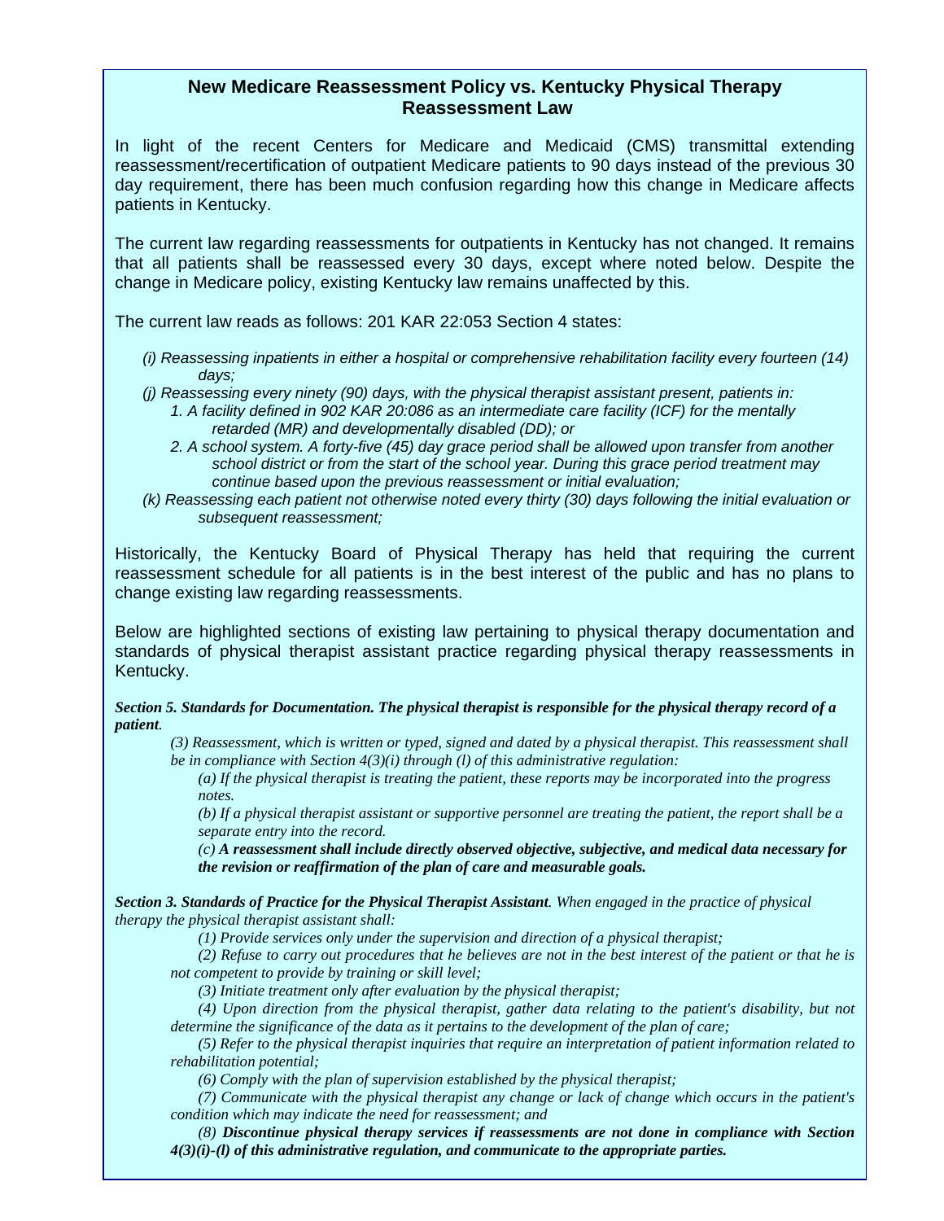## New Medicare Reassessment Policy vs. Kentucky Physical Therapy Reassessment Law

In light of the recent Centers for Medicare and Medicaid (CMS) transmittal extending reassessment/recertification of outpatient Medicare patients to 90 days instead of the previous 30 day requirement, there has been much confusion regarding how this change in Medicare affects patients in Kentucky.

The current law regarding reassessments for outpatients in Kentucky has not changed. It remains that all patients shall be reassessed every 30 days, except where noted below. Despite the change in Medicare policy, existing Kentucky law remains unaffected by this.

The current law reads as follows: 201 KAR 22:053 Section 4 states:

*(i) Reassessing inpatients in either a hospital or comprehensive rehabilitation facility every fourteen (14) days;*

*(j) Reassessing every ninety (90) days, with the physical therapist assistant present, patients in:*

*1. A facility defined in 902 KAR 20:086 as an intermediate care facility (ICF) for the mentally retarded (MR) and developmentally disabled (DD); or*

*2. A school system. A forty-five (45) day grace period shall be allowed upon transfer from another school district or from the start of the school year. During this grace period treatment may continue based upon the previous reassessment or initial evaluation;*

*(k) Reassessing each patient not otherwise noted every thirty (30) days following the initial evaluation or subsequent reassessment;*

Historically, the Kentucky Board of Physical Therapy has held that requiring the current reassessment schedule for all patients is in the best interest of the public and has no plans to change existing law regarding reassessments.

Below are highlighted sections of existing law pertaining to physical therapy documentation and standards of physical therapist assistant practice regarding physical therapy reassessments in Kentucky.

***Section 5. Standards for Documentation. The physical therapist is responsible for the physical therapy record of a patient.***

*(3) Reassessment, which is written or typed, signed and dated by a physical therapist. This reassessment shall be in compliance with Section 4(3)(i) through (l) of this administrative regulation:*

*(a) If the physical therapist is treating the patient, these reports may be incorporated into the progress notes.*

*(b) If a physical therapist assistant or supportive personnel are treating the patient, the report shall be a separate entry into the record.*

*(c)* ***A reassessment shall include directly observed objective, subjective, and medical data necessary for the revision or reaffirmation of the plan of care and measurable goals.***

***Section 3. Standards of Practice for the Physical Therapist Assistant****. When engaged in the practice of physical therapy the physical therapist assistant shall:*

*(1) Provide services only under the supervision and direction of a physical therapist;*

*(2) Refuse to carry out procedures that he believes are not in the best interest of the patient or that he is not competent to provide by training or skill level;*

*(3) Initiate treatment only after evaluation by the physical therapist;*

*(4) Upon direction from the physical therapist, gather data relating to the patient's disability, but not determine the significance of the data as it pertains to the development of the plan of care;*

*(5) Refer to the physical therapist inquiries that require an interpretation of patient information related to rehabilitation potential;*

*(6) Comply with the plan of supervision established by the physical therapist;*

*(7) Communicate with the physical therapist any change or lack of change which occurs in the patient's condition which may indicate the need for reassessment; and*

*(8)* ***Discontinue physical therapy services if reassessments are not done in compliance with Section 4(3)(i)-(l) of this administrative regulation, and communicate to the appropriate parties.***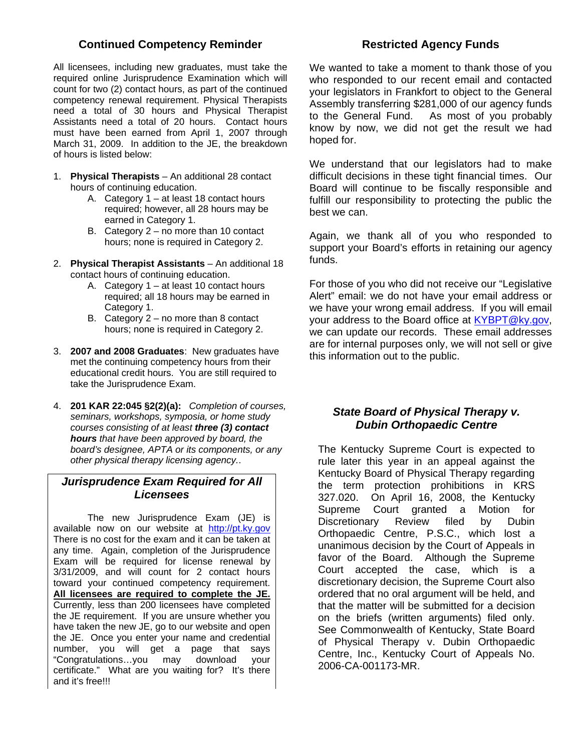## Continued Competency Reminder

All licensees, including new graduates, must take the required online Jurisprudence Examination which will count for two (2) contact hours, as part of the continued competency renewal requirement. Physical Therapists need a total of 30 hours and Physical Therapist Assistants need a total of 20 hours. Contact hours must have been earned from April 1, 2007 through March 31, 2009. In addition to the JE, the breakdown of hours is listed below:

1. **Physical Therapists** – An additional 28 contact hours of continuing education.
   A. Category 1 – at least 18 contact hours required; however, all 28 hours may be earned in Category 1.
   B. Category 2 – no more than 10 contact hours; none is required in Category 2.
2. **Physical Therapist Assistants** – An additional 18 contact hours of continuing education.
   A. Category 1 – at least 10 contact hours required; all 18 hours may be earned in Category 1.
   B. Category 2 – no more than 8 contact hours; none is required in Category 2.
3. **2007 and 2008 Graduates**: New graduates have met the continuing competency hours from their educational credit hours. You are still required to take the Jurisprudence Exam.
4. **201 KAR 22:045 §2(2)(a):** *Completion of courses, seminars, workshops, symposia, or home study courses consisting of at least* ***three (3) contact hours*** *that have been approved by board, the board's designee, APTA or its components, or any other physical therapy licensing agency.*.

### *Jurisprudence Exam Required for All Licensees*

The new Jurisprudence Exam (JE) is available now on our website at http://pt.ky.gov There is no cost for the exam and it can be taken at any time. Again, completion of the Jurisprudence Exam will be required for license renewal by 3/31/2009, and will count for 2 contact hours toward your continued competency requirement. **All licensees are required to complete the JE.** Currently, less than 200 licensees have completed the JE requirement. If you are unsure whether you have taken the new JE, go to our website and open the JE. Once you enter your name and credential number, you will get a page that says "Congratulations…you may download your certificate." What are you waiting for? It's there and it's free!!!

## Restricted Agency Funds

We wanted to take a moment to thank those of you who responded to our recent email and contacted your legislators in Frankfort to object to the General Assembly transferring $281,000 of our agency funds to the General Fund. As most of you probably know by now, we did not get the result we had hoped for.

We understand that our legislators had to make difficult decisions in these tight financial times. Our Board will continue to be fiscally responsible and fulfill our responsibility to protecting the public the best we can.

Again, we thank all of you who responded to support your Board's efforts in retaining our agency funds.

For those of you who did not receive our "Legislative Alert" email: we do not have your email address or we have your wrong email address. If you will email your address to the Board office at KYBPT@ky.gov, we can update our records. These email addresses are for internal purposes only, we will not sell or give this information out to the public.

## *State Board of Physical Therapy v. Dubin Orthopaedic Centre*

The Kentucky Supreme Court is expected to rule later this year in an appeal against the Kentucky Board of Physical Therapy regarding the term protection prohibitions in KRS 327.020. On April 16, 2008, the Kentucky Supreme Court granted a Motion for Discretionary Review filed by Dubin Orthopaedic Centre, P.S.C., which lost a unanimous decision by the Court of Appeals in favor of the Board. Although the Supreme Court accepted the case, which is a discretionary decision, the Supreme Court also ordered that no oral argument will be held, and that the matter will be submitted for a decision on the briefs (written arguments) filed only. See Commonwealth of Kentucky, State Board of Physical Therapy v. Dubin Orthopaedic Centre, Inc., Kentucky Court of Appeals No. 2006-CA-001173-MR.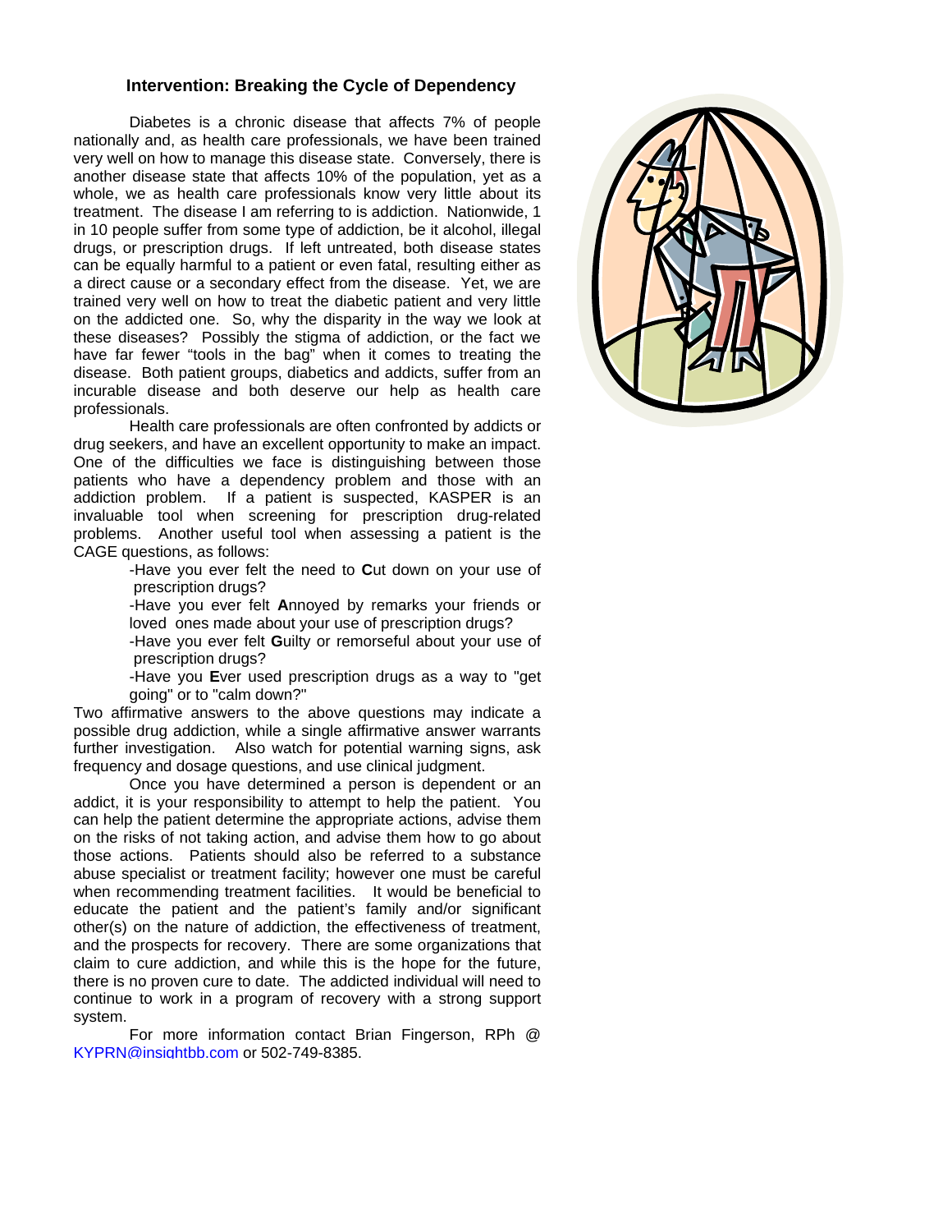### Intervention: Breaking the Cycle of Dependency

Diabetes is a chronic disease that affects 7% of people nationally and, as health care professionals, we have been trained very well on how to manage this disease state. Conversely, there is another disease state that affects 10% of the population, yet as a whole, we as health care professionals know very little about its treatment. The disease I am referring to is addiction. Nationwide, 1 in 10 people suffer from some type of addiction, be it alcohol, illegal drugs, or prescription drugs. If left untreated, both disease states can be equally harmful to a patient or even fatal, resulting either as a direct cause or a secondary effect from the disease. Yet, we are trained very well on how to treat the diabetic patient and very little on the addicted one. So, why the disparity in the way we look at these diseases? Possibly the stigma of addiction, or the fact we have far fewer "tools in the bag" when it comes to treating the disease. Both patient groups, diabetics and addicts, suffer from an incurable disease and both deserve our help as health care professionals.

Health care professionals are often confronted by addicts or drug seekers, and have an excellent opportunity to make an impact. One of the difficulties we face is distinguishing between those patients who have a dependency problem and those with an addiction problem. If a patient is suspected, KASPER is an invaluable tool when screening for prescription drug-related problems. Another useful tool when assessing a patient is the CAGE questions, as follows:

- -Have you ever felt the need to **C**ut down on your use of prescription drugs?
- -Have you ever felt **A**nnoyed by remarks your friends or loved ones made about your use of prescription drugs?
- -Have you ever felt **G**uilty or remorseful about your use of prescription drugs?
- -Have you **E**ver used prescription drugs as a way to "get going" or to "calm down?"

Two affirmative answers to the above questions may indicate a possible drug addiction, while a single affirmative answer warrants further investigation. Also watch for potential warning signs, ask frequency and dosage questions, and use clinical judgment.

Once you have determined a person is dependent or an addict, it is your responsibility to attempt to help the patient. You can help the patient determine the appropriate actions, advise them on the risks of not taking action, and advise them how to go about those actions. Patients should also be referred to a substance abuse specialist or treatment facility; however one must be careful when recommending treatment facilities. It would be beneficial to educate the patient and the patient's family and/or significant other(s) on the nature of addiction, the effectiveness of treatment, and the prospects for recovery. There are some organizations that claim to cure addiction, and while this is the hope for the future, there is no proven cure to date. The addicted individual will need to continue to work in a program of recovery with a strong support system.

For more information contact Brian Fingerson, RPh @ KYPRN@insightbb.com or 502-749-8385.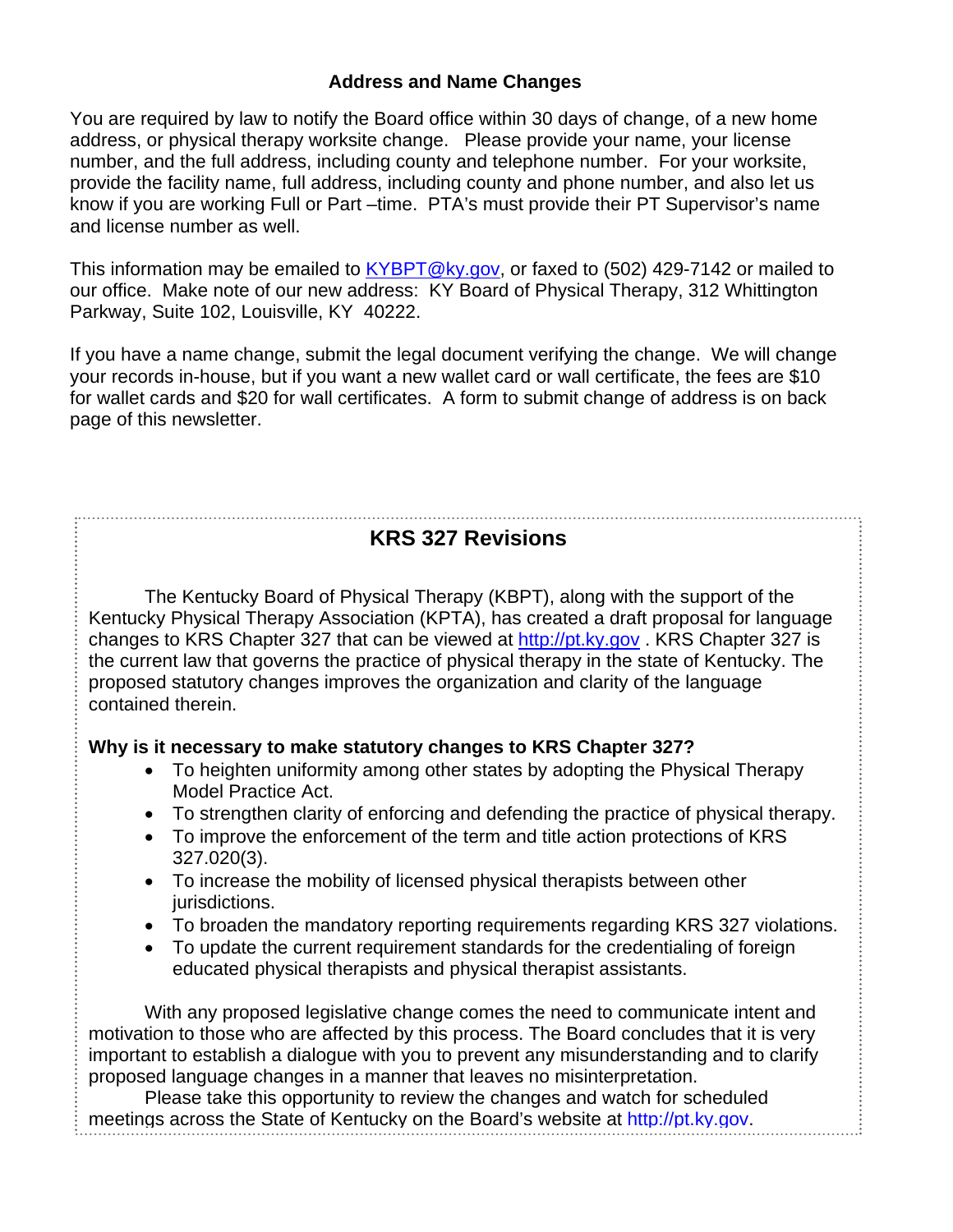## Address and Name Changes

You are required by law to notify the Board office within 30 days of change, of a new home address, or physical therapy worksite change. Please provide your name, your license number, and the full address, including county and telephone number. For your worksite, provide the facility name, full address, including county and phone number, and also let us know if you are working Full or Part –time. PTA's must provide their PT Supervisor's name and license number as well.

This information may be emailed to KYBPT@ky.gov, or faxed to (502) 429-7142 or mailed to our office. Make note of our new address: KY Board of Physical Therapy, 312 Whittington Parkway, Suite 102, Louisville, KY 40222.

If you have a name change, submit the legal document verifying the change. We will change your records in-house, but if you want a new wallet card or wall certificate, the fees are $10 for wallet cards and $20 for wall certificates. A form to submit change of address is on back page of this newsletter.

## KRS 327 Revisions

The Kentucky Board of Physical Therapy (KBPT), along with the support of the Kentucky Physical Therapy Association (KPTA), has created a draft proposal for language changes to KRS Chapter 327 that can be viewed at http://pt.ky.gov . KRS Chapter 327 is the current law that governs the practice of physical therapy in the state of Kentucky. The proposed statutory changes improves the organization and clarity of the language contained therein.

**Why is it necessary to make statutory changes to KRS Chapter 327?**

- To heighten uniformity among other states by adopting the Physical Therapy Model Practice Act.
- To strengthen clarity of enforcing and defending the practice of physical therapy.
- To improve the enforcement of the term and title action protections of KRS 327.020(3).
- To increase the mobility of licensed physical therapists between other jurisdictions.
- To broaden the mandatory reporting requirements regarding KRS 327 violations.
- To update the current requirement standards for the credentialing of foreign educated physical therapists and physical therapist assistants.

With any proposed legislative change comes the need to communicate intent and motivation to those who are affected by this process. The Board concludes that it is very important to establish a dialogue with you to prevent any misunderstanding and to clarify proposed language changes in a manner that leaves no misinterpretation.

Please take this opportunity to review the changes and watch for scheduled meetings across the State of Kentucky on the Board's website at http://pt.ky.gov.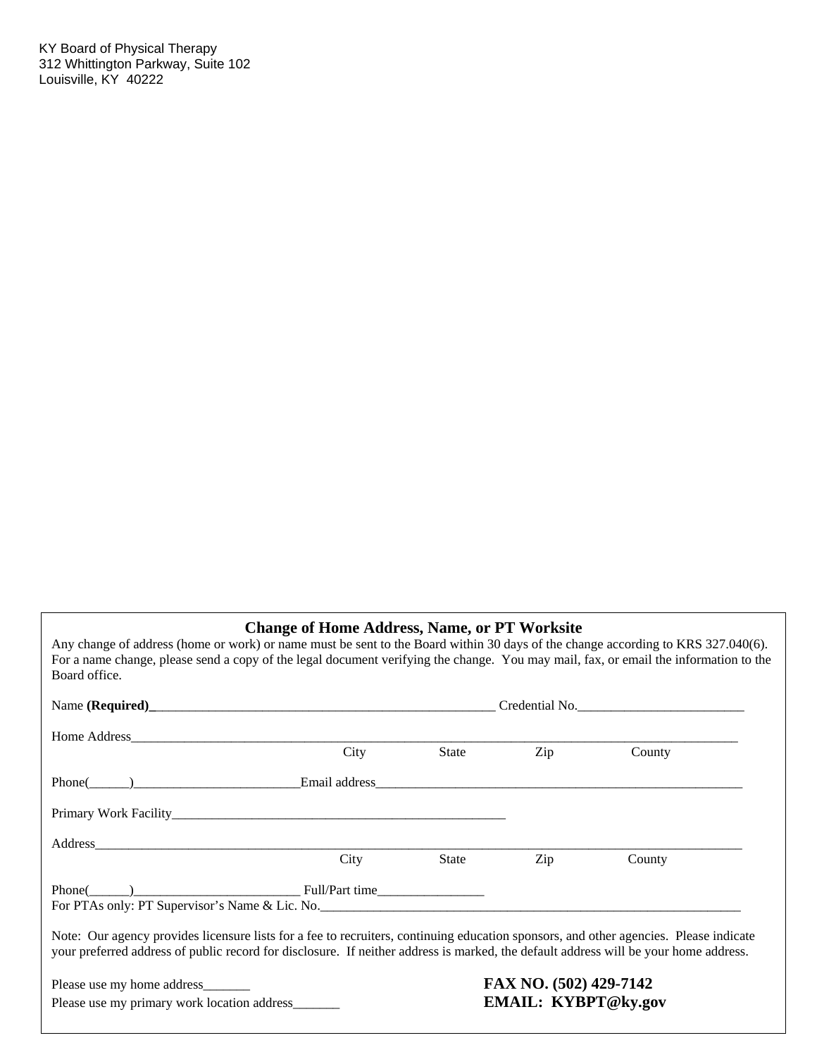KY Board of Physical Therapy
312 Whittington Parkway, Suite 102
Louisville, KY  40222

## Change of Home Address, Name, or PT Worksite

Any change of address (home or work) or name must be sent to the Board within 30 days of the change according to KRS 327.040(6). For a name change, please send a copy of the legal document verifying the change.  You may mail, fax, or email the information to the Board office.

Name **(Required)**_____________________________________________________ Credential No.__________________________

Home Address_____________________________________________________________________________________________
City                State                Zip                County

Phone(______)__________________________Email address_________________________________________________________

Primary Work Facility_____________________________________________________

Address___________________________________________________________________________________________________
City                State                Zip                County

Phone(______)__________________________ Full/Part time________________
For PTAs only: PT Supervisor's Name & Lic. No.___________________________________________________________________

Note:  Our agency provides licensure lists for a fee to recruiters, continuing education sponsors, and other agencies.  Please indicate your preferred address of public record for disclosure.  If neither address is marked, the default address will be your home address.

Please use my home address_______
Please use my primary work location address_______

**FAX NO. (502) 429-7142**
**EMAIL:  KYBPT@ky.gov**